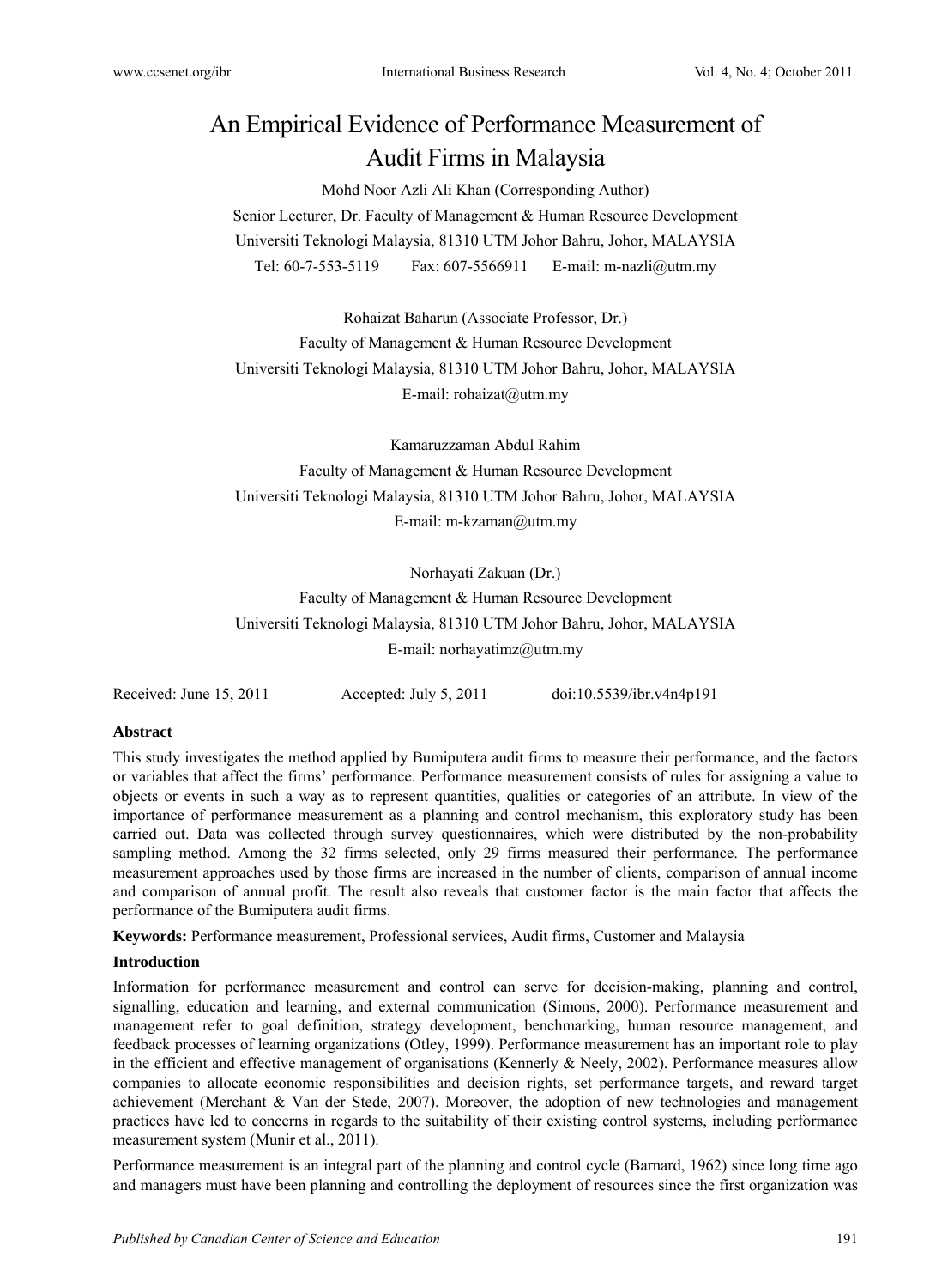# An Empirical Evidence of Performance Measurement of Audit Firms in Malaysia

Mohd Noor Azli Ali Khan (Corresponding Author)

Senior Lecturer, Dr. Faculty of Management & Human Resource Development

Universiti Teknologi Malaysia, 81310 UTM Johor Bahru, Johor, MALAYSIA

Tel: 60-7-553-5119 Fax: 607-5566911 E-mail: m-nazli@utm.my

Rohaizat Baharun (Associate Professor, Dr.)

Faculty of Management & Human Resource Development

Universiti Teknologi Malaysia, 81310 UTM Johor Bahru, Johor, MALAYSIA

E-mail: rohaizat@utm.my

Kamaruzzaman Abdul Rahim

Faculty of Management & Human Resource Development

Universiti Teknologi Malaysia, 81310 UTM Johor Bahru, Johor, MALAYSIA

E-mail: m-kzaman@utm.my

Norhayati Zakuan (Dr.)

Faculty of Management & Human Resource Development

Universiti Teknologi Malaysia, 81310 UTM Johor Bahru, Johor, MALAYSIA

E-mail: norhayatimz@utm.my

Received: June 15, 2011 Accepted: July 5, 2011 doi:10.5539/ibr.v4n4p191

## Abstract

This study investigates the method applied by Bumiputera audit firms to measure their performance, and the factors or variables that affect the firms' performance. Performance measurement consists of rules for assigning a value to objects or events in such a way as to represent quantities, qualities or categories of an attribute. In view of the importance of performance measurement as a planning and control mechanism, this exploratory study has been carried out. Data was collected through survey questionnaires, which were distributed by the non-probability sampling method. Among the 32 firms selected, only 29 firms measured their performance. The performance measurement approaches used by those firms are increased in the number of clients, comparison of annual income and comparison of annual profit. The result also reveals that customer factor is the main factor that affects the performance of the Bumiputera audit firms.

**Keywords:** Performance measurement, Professional services, Audit firms, Customer and Malaysia

## Introduction

Information for performance measurement and control can serve for decision-making, planning and control, signalling, education and learning, and external communication (Simons, 2000). Performance measurement and management refer to goal definition, strategy development, benchmarking, human resource management, and feedback processes of learning organizations (Otley, 1999). Performance measurement has an important role to play in the efficient and effective management of organisations (Kennerly & Neely, 2002). Performance measures allow companies to allocate economic responsibilities and decision rights, set performance targets, and reward target achievement (Merchant & Van der Stede, 2007). Moreover, the adoption of new technologies and management practices have led to concerns in regards to the suitability of their existing control systems, including performance measurement system (Munir et al., 2011).

Performance measurement is an integral part of the planning and control cycle (Barnard, 1962) since long time ago and managers must have been planning and controlling the deployment of resources since the first organization was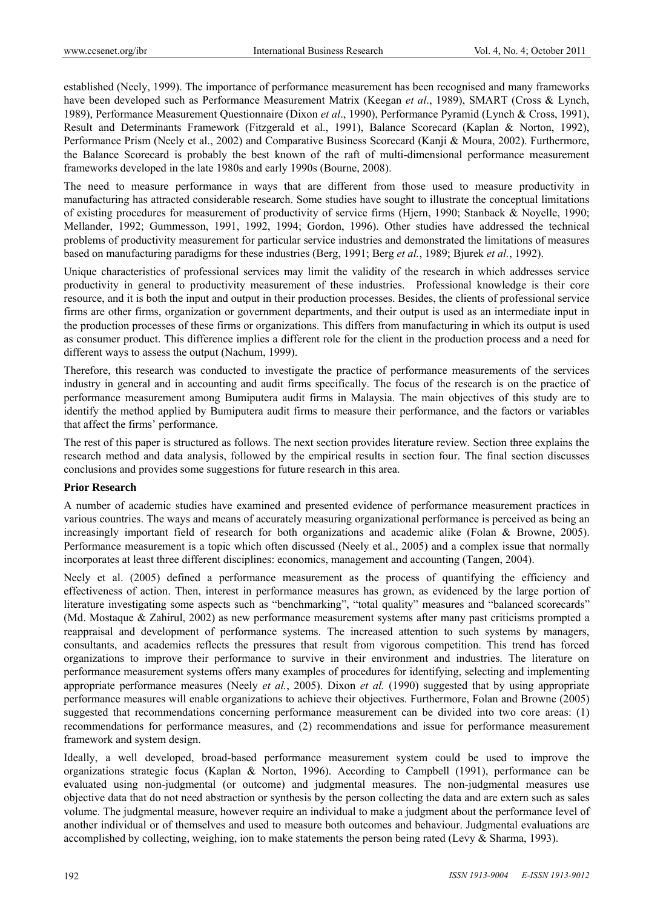established (Neely, 1999). The importance of performance measurement has been recognised and many frameworks have been developed such as Performance Measurement Matrix (Keegan *et al*., 1989), SMART (Cross & Lynch, 1989), Performance Measurement Questionnaire (Dixon *et al*., 1990), Performance Pyramid (Lynch & Cross, 1991), Result and Determinants Framework (Fitzgerald et al., 1991), Balance Scorecard (Kaplan & Norton, 1992), Performance Prism (Neely et al., 2002) and Comparative Business Scorecard (Kanji & Moura, 2002). Furthermore, the Balance Scorecard is probably the best known of the raft of multi-dimensional performance measurement frameworks developed in the late 1980s and early 1990s (Bourne, 2008).

The need to measure performance in ways that are different from those used to measure productivity in manufacturing has attracted considerable research. Some studies have sought to illustrate the conceptual limitations of existing procedures for measurement of productivity of service firms (Hjern, 1990; Stanback & Noyelle, 1990; Mellander, 1992; Gummesson, 1991, 1992, 1994; Gordon, 1996). Other studies have addressed the technical problems of productivity measurement for particular service industries and demonstrated the limitations of measures based on manufacturing paradigms for these industries (Berg, 1991; Berg *et al.*, 1989; Bjurek *et al.*, 1992).

Unique characteristics of professional services may limit the validity of the research in which addresses service productivity in general to productivity measurement of these industries. Professional knowledge is their core resource, and it is both the input and output in their production processes. Besides, the clients of professional service firms are other firms, organization or government departments, and their output is used as an intermediate input in the production processes of these firms or organizations. This differs from manufacturing in which its output is used as consumer product. This difference implies a different role for the client in the production process and a need for different ways to assess the output (Nachum, 1999).

Therefore, this research was conducted to investigate the practice of performance measurements of the services industry in general and in accounting and audit firms specifically. The focus of the research is on the practice of performance measurement among Bumiputera audit firms in Malaysia. The main objectives of this study are to identify the method applied by Bumiputera audit firms to measure their performance, and the factors or variables that affect the firms' performance.

The rest of this paper is structured as follows. The next section provides literature review. Section three explains the research method and data analysis, followed by the empirical results in section four. The final section discusses conclusions and provides some suggestions for future research in this area.

**Prior Research**

A number of academic studies have examined and presented evidence of performance measurement practices in various countries. The ways and means of accurately measuring organizational performance is perceived as being an increasingly important field of research for both organizations and academic alike (Folan & Browne, 2005). Performance measurement is a topic which often discussed (Neely et al., 2005) and a complex issue that normally incorporates at least three different disciplines: economics, management and accounting (Tangen, 2004).

Neely et al. (2005) defined a performance measurement as the process of quantifying the efficiency and effectiveness of action. Then, interest in performance measures has grown, as evidenced by the large portion of literature investigating some aspects such as "benchmarking", "total quality" measures and "balanced scorecards" (Md. Mostaque & Zahirul, 2002) as new performance measurement systems after many past criticisms prompted a reappraisal and development of performance systems. The increased attention to such systems by managers, consultants, and academics reflects the pressures that result from vigorous competition. This trend has forced organizations to improve their performance to survive in their environment and industries. The literature on performance measurement systems offers many examples of procedures for identifying, selecting and implementing appropriate performance measures (Neely *et al.*, 2005). Dixon *et al.* (1990) suggested that by using appropriate performance measures will enable organizations to achieve their objectives. Furthermore, Folan and Browne (2005) suggested that recommendations concerning performance measurement can be divided into two core areas: (1) recommendations for performance measures, and (2) recommendations and issue for performance measurement framework and system design.

Ideally, a well developed, broad-based performance measurement system could be used to improve the organizations strategic focus (Kaplan & Norton, 1996). According to Campbell (1991), performance can be evaluated using non-judgmental (or outcome) and judgmental measures. The non-judgmental measures use objective data that do not need abstraction or synthesis by the person collecting the data and are extern such as sales volume. The judgmental measure, however require an individual to make a judgment about the performance level of another individual or of themselves and used to measure both outcomes and behaviour. Judgmental evaluations are accomplished by collecting, weighing, ion to make statements the person being rated (Levy & Sharma, 1993).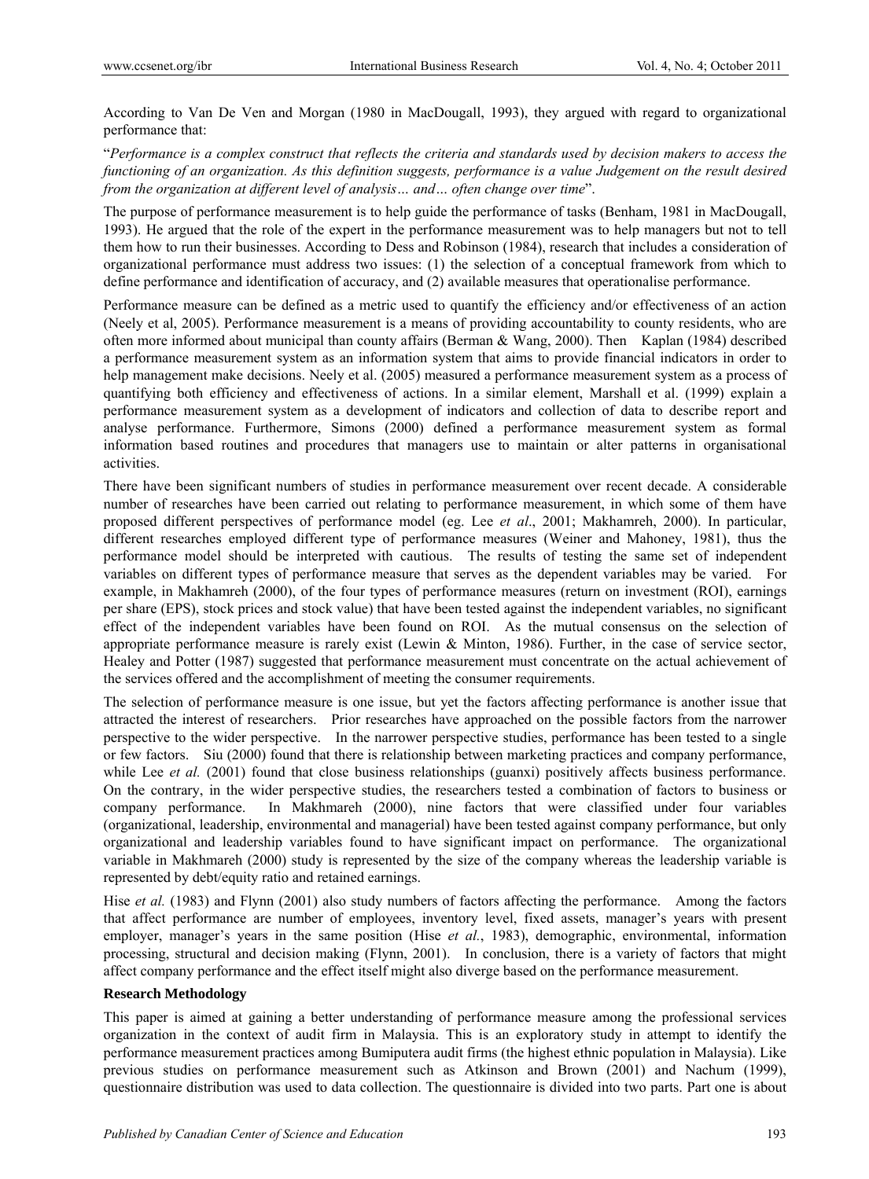According to Van De Ven and Morgan (1980 in MacDougall, 1993), they argued with regard to organizational performance that:

"*Performance is a complex construct that reflects the criteria and standards used by decision makers to access the functioning of an organization. As this definition suggests, performance is a value Judgement on the result desired from the organization at different level of analysis… and… often change over time*".

The purpose of performance measurement is to help guide the performance of tasks (Benham, 1981 in MacDougall, 1993). He argued that the role of the expert in the performance measurement was to help managers but not to tell them how to run their businesses. According to Dess and Robinson (1984), research that includes a consideration of organizational performance must address two issues: (1) the selection of a conceptual framework from which to define performance and identification of accuracy, and (2) available measures that operationalise performance.

Performance measure can be defined as a metric used to quantify the efficiency and/or effectiveness of an action (Neely et al, 2005). Performance measurement is a means of providing accountability to county residents, who are often more informed about municipal than county affairs (Berman & Wang, 2000). Then Kaplan (1984) described a performance measurement system as an information system that aims to provide financial indicators in order to help management make decisions. Neely et al. (2005) measured a performance measurement system as a process of quantifying both efficiency and effectiveness of actions. In a similar element, Marshall et al. (1999) explain a performance measurement system as a development of indicators and collection of data to describe report and analyse performance. Furthermore, Simons (2000) defined a performance measurement system as formal information based routines and procedures that managers use to maintain or alter patterns in organisational activities.

There have been significant numbers of studies in performance measurement over recent decade. A considerable number of researches have been carried out relating to performance measurement, in which some of them have proposed different perspectives of performance model (eg. Lee *et al*., 2001; Makhamreh, 2000). In particular, different researches employed different type of performance measures (Weiner and Mahoney, 1981), thus the performance model should be interpreted with cautious. The results of testing the same set of independent variables on different types of performance measure that serves as the dependent variables may be varied. For example, in Makhamreh (2000), of the four types of performance measures (return on investment (ROI), earnings per share (EPS), stock prices and stock value) that have been tested against the independent variables, no significant effect of the independent variables have been found on ROI. As the mutual consensus on the selection of appropriate performance measure is rarely exist (Lewin & Minton, 1986). Further, in the case of service sector, Healey and Potter (1987) suggested that performance measurement must concentrate on the actual achievement of the services offered and the accomplishment of meeting the consumer requirements.

The selection of performance measure is one issue, but yet the factors affecting performance is another issue that attracted the interest of researchers. Prior researches have approached on the possible factors from the narrower perspective to the wider perspective. In the narrower perspective studies, performance has been tested to a single or few factors. Siu (2000) found that there is relationship between marketing practices and company performance, while Lee *et al.* (2001) found that close business relationships (guanxi) positively affects business performance. On the contrary, in the wider perspective studies, the researchers tested a combination of factors to business or company performance. In Makhmareh (2000), nine factors that were classified under four variables (organizational, leadership, environmental and managerial) have been tested against company performance, but only organizational and leadership variables found to have significant impact on performance. The organizational variable in Makhmareh (2000) study is represented by the size of the company whereas the leadership variable is represented by debt/equity ratio and retained earnings.

Hise *et al.* (1983) and Flynn (2001) also study numbers of factors affecting the performance. Among the factors that affect performance are number of employees, inventory level, fixed assets, manager's years with present employer, manager's years in the same position (Hise *et al.*, 1983), demographic, environmental, information processing, structural and decision making (Flynn, 2001). In conclusion, there is a variety of factors that might affect company performance and the effect itself might also diverge based on the performance measurement.

**Research Methodology**

This paper is aimed at gaining a better understanding of performance measure among the professional services organization in the context of audit firm in Malaysia. This is an exploratory study in attempt to identify the performance measurement practices among Bumiputera audit firms (the highest ethnic population in Malaysia). Like previous studies on performance measurement such as Atkinson and Brown (2001) and Nachum (1999), questionnaire distribution was used to data collection. The questionnaire is divided into two parts. Part one is about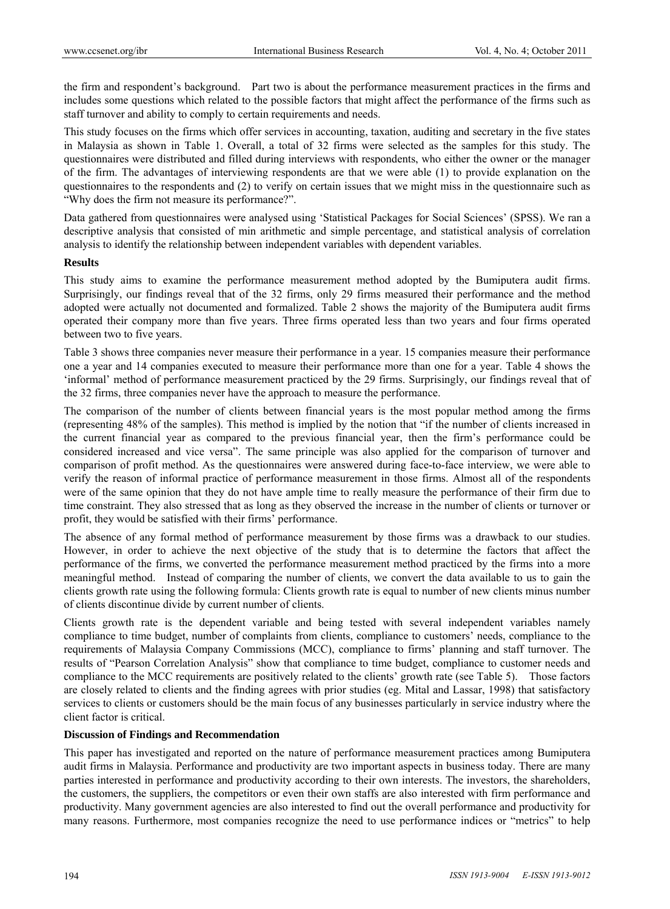the firm and respondent's background. Part two is about the performance measurement practices in the firms and includes some questions which related to the possible factors that might affect the performance of the firms such as staff turnover and ability to comply to certain requirements and needs.

This study focuses on the firms which offer services in accounting, taxation, auditing and secretary in the five states in Malaysia as shown in Table 1. Overall, a total of 32 firms were selected as the samples for this study. The questionnaires were distributed and filled during interviews with respondents, who either the owner or the manager of the firm. The advantages of interviewing respondents are that we were able (1) to provide explanation on the questionnaires to the respondents and (2) to verify on certain issues that we might miss in the questionnaire such as "Why does the firm not measure its performance?".

Data gathered from questionnaires were analysed using 'Statistical Packages for Social Sciences' (SPSS). We ran a descriptive analysis that consisted of min arithmetic and simple percentage, and statistical analysis of correlation analysis to identify the relationship between independent variables with dependent variables.

**Results**

This study aims to examine the performance measurement method adopted by the Bumiputera audit firms. Surprisingly, our findings reveal that of the 32 firms, only 29 firms measured their performance and the method adopted were actually not documented and formalized. Table 2 shows the majority of the Bumiputera audit firms operated their company more than five years. Three firms operated less than two years and four firms operated between two to five years.

Table 3 shows three companies never measure their performance in a year. 15 companies measure their performance one a year and 14 companies executed to measure their performance more than one for a year. Table 4 shows the 'informal' method of performance measurement practiced by the 29 firms. Surprisingly, our findings reveal that of the 32 firms, three companies never have the approach to measure the performance.

The comparison of the number of clients between financial years is the most popular method among the firms (representing 48% of the samples). This method is implied by the notion that "if the number of clients increased in the current financial year as compared to the previous financial year, then the firm's performance could be considered increased and vice versa". The same principle was also applied for the comparison of turnover and comparison of profit method. As the questionnaires were answered during face-to-face interview, we were able to verify the reason of informal practice of performance measurement in those firms. Almost all of the respondents were of the same opinion that they do not have ample time to really measure the performance of their firm due to time constraint. They also stressed that as long as they observed the increase in the number of clients or turnover or profit, they would be satisfied with their firms' performance.

The absence of any formal method of performance measurement by those firms was a drawback to our studies. However, in order to achieve the next objective of the study that is to determine the factors that affect the performance of the firms, we converted the performance measurement method practiced by the firms into a more meaningful method. Instead of comparing the number of clients, we convert the data available to us to gain the clients growth rate using the following formula: Clients growth rate is equal to number of new clients minus number of clients discontinue divide by current number of clients.

Clients growth rate is the dependent variable and being tested with several independent variables namely compliance to time budget, number of complaints from clients, compliance to customers' needs, compliance to the requirements of Malaysia Company Commissions (MCC), compliance to firms' planning and staff turnover. The results of "Pearson Correlation Analysis" show that compliance to time budget, compliance to customer needs and compliance to the MCC requirements are positively related to the clients' growth rate (see Table 5). Those factors are closely related to clients and the finding agrees with prior studies (eg. Mital and Lassar, 1998) that satisfactory services to clients or customers should be the main focus of any businesses particularly in service industry where the client factor is critical.

**Discussion of Findings and Recommendation**

This paper has investigated and reported on the nature of performance measurement practices among Bumiputera audit firms in Malaysia. Performance and productivity are two important aspects in business today. There are many parties interested in performance and productivity according to their own interests. The investors, the shareholders, the customers, the suppliers, the competitors or even their own staffs are also interested with firm performance and productivity. Many government agencies are also interested to find out the overall performance and productivity for many reasons. Furthermore, most companies recognize the need to use performance indices or "metrics" to help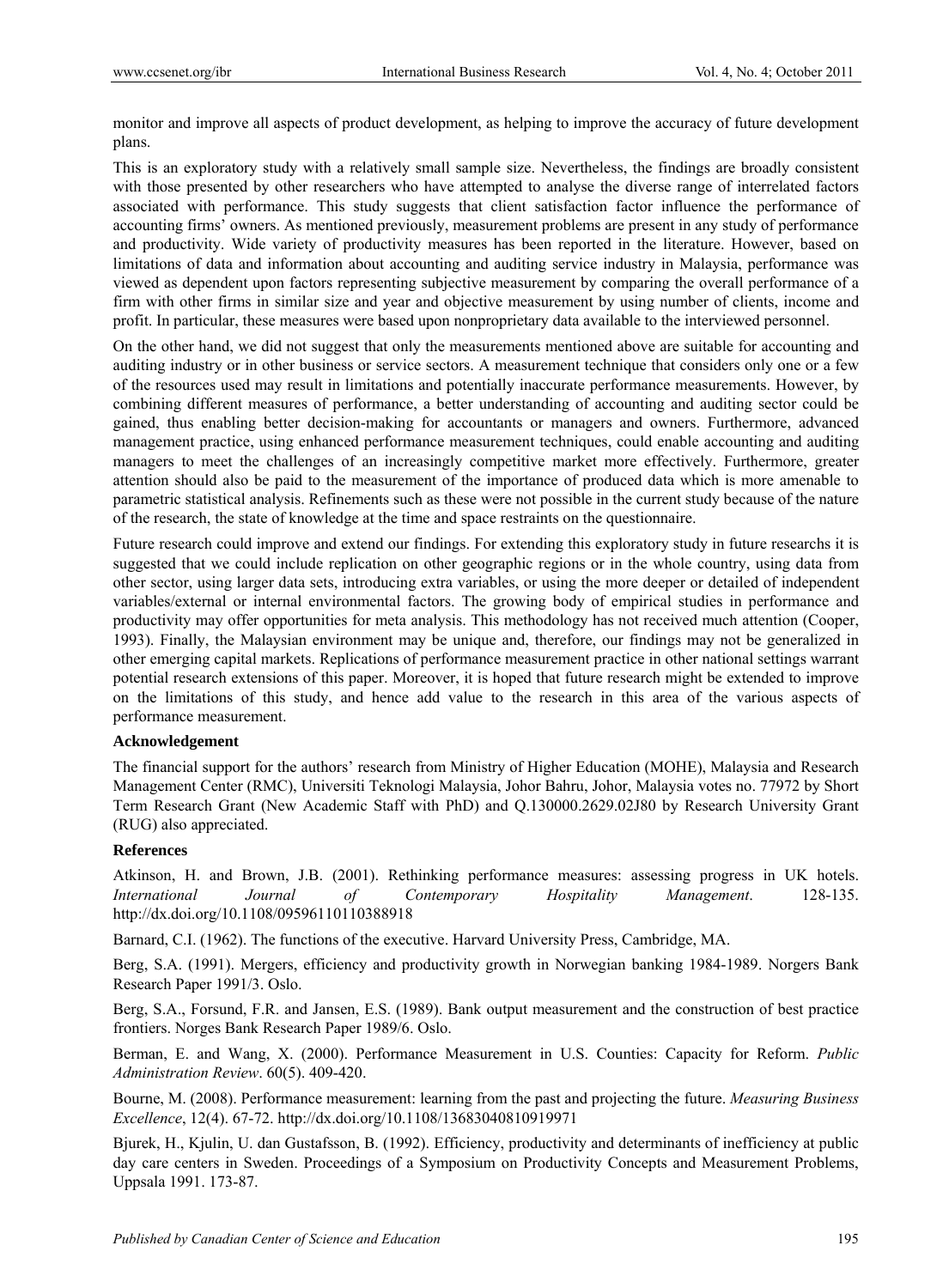monitor and improve all aspects of product development, as helping to improve the accuracy of future development plans.

This is an exploratory study with a relatively small sample size. Nevertheless, the findings are broadly consistent with those presented by other researchers who have attempted to analyse the diverse range of interrelated factors associated with performance. This study suggests that client satisfaction factor influence the performance of accounting firms' owners. As mentioned previously, measurement problems are present in any study of performance and productivity. Wide variety of productivity measures has been reported in the literature. However, based on limitations of data and information about accounting and auditing service industry in Malaysia, performance was viewed as dependent upon factors representing subjective measurement by comparing the overall performance of a firm with other firms in similar size and year and objective measurement by using number of clients, income and profit. In particular, these measures were based upon nonproprietary data available to the interviewed personnel.

On the other hand, we did not suggest that only the measurements mentioned above are suitable for accounting and auditing industry or in other business or service sectors. A measurement technique that considers only one or a few of the resources used may result in limitations and potentially inaccurate performance measurements. However, by combining different measures of performance, a better understanding of accounting and auditing sector could be gained, thus enabling better decision-making for accountants or managers and owners. Furthermore, advanced management practice, using enhanced performance measurement techniques, could enable accounting and auditing managers to meet the challenges of an increasingly competitive market more effectively. Furthermore, greater attention should also be paid to the measurement of the importance of produced data which is more amenable to parametric statistical analysis. Refinements such as these were not possible in the current study because of the nature of the research, the state of knowledge at the time and space restraints on the questionnaire.

Future research could improve and extend our findings. For extending this exploratory study in future researchs it is suggested that we could include replication on other geographic regions or in the whole country, using data from other sector, using larger data sets, introducing extra variables, or using the more deeper or detailed of independent variables/external or internal environmental factors. The growing body of empirical studies in performance and productivity may offer opportunities for meta analysis. This methodology has not received much attention (Cooper, 1993). Finally, the Malaysian environment may be unique and, therefore, our findings may not be generalized in other emerging capital markets. Replications of performance measurement practice in other national settings warrant potential research extensions of this paper. Moreover, it is hoped that future research might be extended to improve on the limitations of this study, and hence add value to the research in this area of the various aspects of performance measurement.

**Acknowledgement**

The financial support for the authors' research from Ministry of Higher Education (MOHE), Malaysia and Research Management Center (RMC), Universiti Teknologi Malaysia, Johor Bahru, Johor, Malaysia votes no. 77972 by Short Term Research Grant (New Academic Staff with PhD) and Q.130000.2629.02J80 by Research University Grant (RUG) also appreciated.

**References**

Atkinson, H. and Brown, J.B. (2001). Rethinking performance measures: assessing progress in UK hotels. *International Journal of Contemporary Hospitality Management*. 128-135. http://dx.doi.org/10.1108/09596110110388918

Barnard, C.I. (1962). The functions of the executive. Harvard University Press, Cambridge, MA.

Berg, S.A. (1991). Mergers, efficiency and productivity growth in Norwegian banking 1984-1989. Norgers Bank Research Paper 1991/3. Oslo.

Berg, S.A., Forsund, F.R. and Jansen, E.S. (1989). Bank output measurement and the construction of best practice frontiers. Norges Bank Research Paper 1989/6. Oslo.

Berman, E. and Wang, X. (2000). Performance Measurement in U.S. Counties: Capacity for Reform. *Public Administration Review*. 60(5). 409-420.

Bourne, M. (2008). Performance measurement: learning from the past and projecting the future. *Measuring Business Excellence*, 12(4). 67-72. http://dx.doi.org/10.1108/13683040810919971

Bjurek, H., Kjulin, U. dan Gustafsson, B. (1992). Efficiency, productivity and determinants of inefficiency at public day care centers in Sweden. Proceedings of a Symposium on Productivity Concepts and Measurement Problems, Uppsala 1991. 173-87.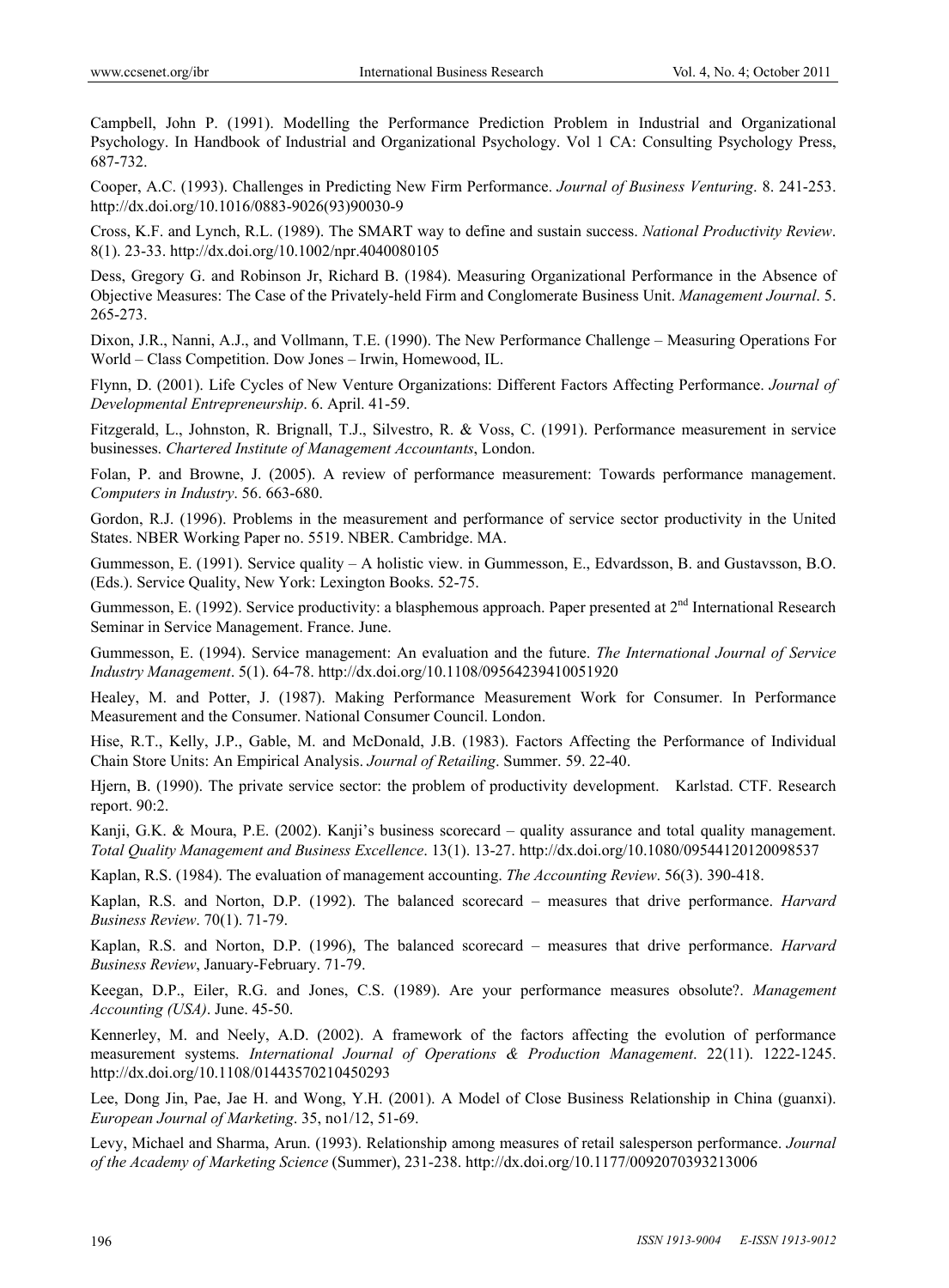Campbell, John P. (1991). Modelling the Performance Prediction Problem in Industrial and Organizational Psychology. In Handbook of Industrial and Organizational Psychology. Vol 1 CA: Consulting Psychology Press, 687-732.

Cooper, A.C. (1993). Challenges in Predicting New Firm Performance. *Journal of Business Venturing*. 8. 241-253. http://dx.doi.org/10.1016/0883-9026(93)90030-9

Cross, K.F. and Lynch, R.L. (1989). The SMART way to define and sustain success. *National Productivity Review*. 8(1). 23-33. http://dx.doi.org/10.1002/npr.4040080105

Dess, Gregory G. and Robinson Jr, Richard B. (1984). Measuring Organizational Performance in the Absence of Objective Measures: The Case of the Privately-held Firm and Conglomerate Business Unit. *Management Journal*. 5. 265-273.

Dixon, J.R., Nanni, A.J., and Vollmann, T.E. (1990). The New Performance Challenge – Measuring Operations For World – Class Competition. Dow Jones – Irwin, Homewood, IL.

Flynn, D. (2001). Life Cycles of New Venture Organizations: Different Factors Affecting Performance. *Journal of Developmental Entrepreneurship*. 6. April. 41-59.

Fitzgerald, L., Johnston, R. Brignall, T.J., Silvestro, R. & Voss, C. (1991). Performance measurement in service businesses. *Chartered Institute of Management Accountants*, London.

Folan, P. and Browne, J. (2005). A review of performance measurement: Towards performance management. *Computers in Industry*. 56. 663-680.

Gordon, R.J. (1996). Problems in the measurement and performance of service sector productivity in the United States. NBER Working Paper no. 5519. NBER. Cambridge. MA.

Gummesson, E. (1991). Service quality – A holistic view. in Gummesson, E., Edvardsson, B. and Gustavsson, B.O. (Eds.). Service Quality, New York: Lexington Books. 52-75.

Gummesson, E. (1992). Service productivity: a blasphemous approach. Paper presented at 2nd International Research Seminar in Service Management. France. June.

Gummesson, E. (1994). Service management: An evaluation and the future. *The International Journal of Service Industry Management*. 5(1). 64-78. http://dx.doi.org/10.1108/09564239410051920

Healey, M. and Potter, J. (1987). Making Performance Measurement Work for Consumer. In Performance Measurement and the Consumer. National Consumer Council. London.

Hise, R.T., Kelly, J.P., Gable, M. and McDonald, J.B. (1983). Factors Affecting the Performance of Individual Chain Store Units: An Empirical Analysis. *Journal of Retailing*. Summer. 59. 22-40.

Hjern, B. (1990). The private service sector: the problem of productivity development. Karlstad. CTF. Research report. 90:2.

Kanji, G.K. & Moura, P.E. (2002). Kanji's business scorecard – quality assurance and total quality management. *Total Quality Management and Business Excellence*. 13(1). 13-27. http://dx.doi.org/10.1080/09544120120098537

Kaplan, R.S. (1984). The evaluation of management accounting. *The Accounting Review*. 56(3). 390-418.

Kaplan, R.S. and Norton, D.P. (1992). The balanced scorecard – measures that drive performance. *Harvard Business Review*. 70(1). 71-79.

Kaplan, R.S. and Norton, D.P. (1996), The balanced scorecard – measures that drive performance. *Harvard Business Review*, January-February. 71-79.

Keegan, D.P., Eiler, R.G. and Jones, C.S. (1989). Are your performance measures absolute?. *Management Accounting (USA)*. June. 45-50.

Kennerley, M. and Neely, A.D. (2002). A framework of the factors affecting the evolution of performance measurement systems. *International Journal of Operations & Production Management*. 22(11). 1222-1245. http://dx.doi.org/10.1108/01443570210450293

Lee, Dong Jin, Pae, Jae H. and Wong, Y.H. (2001). A Model of Close Business Relationship in China (guanxi). *European Journal of Marketing*. 35, no1/12, 51-69.

Levy, Michael and Sharma, Arun. (1993). Relationship among measures of retail salesperson performance. *Journal of the Academy of Marketing Science* (Summer), 231-238. http://dx.doi.org/10.1177/0092070393213006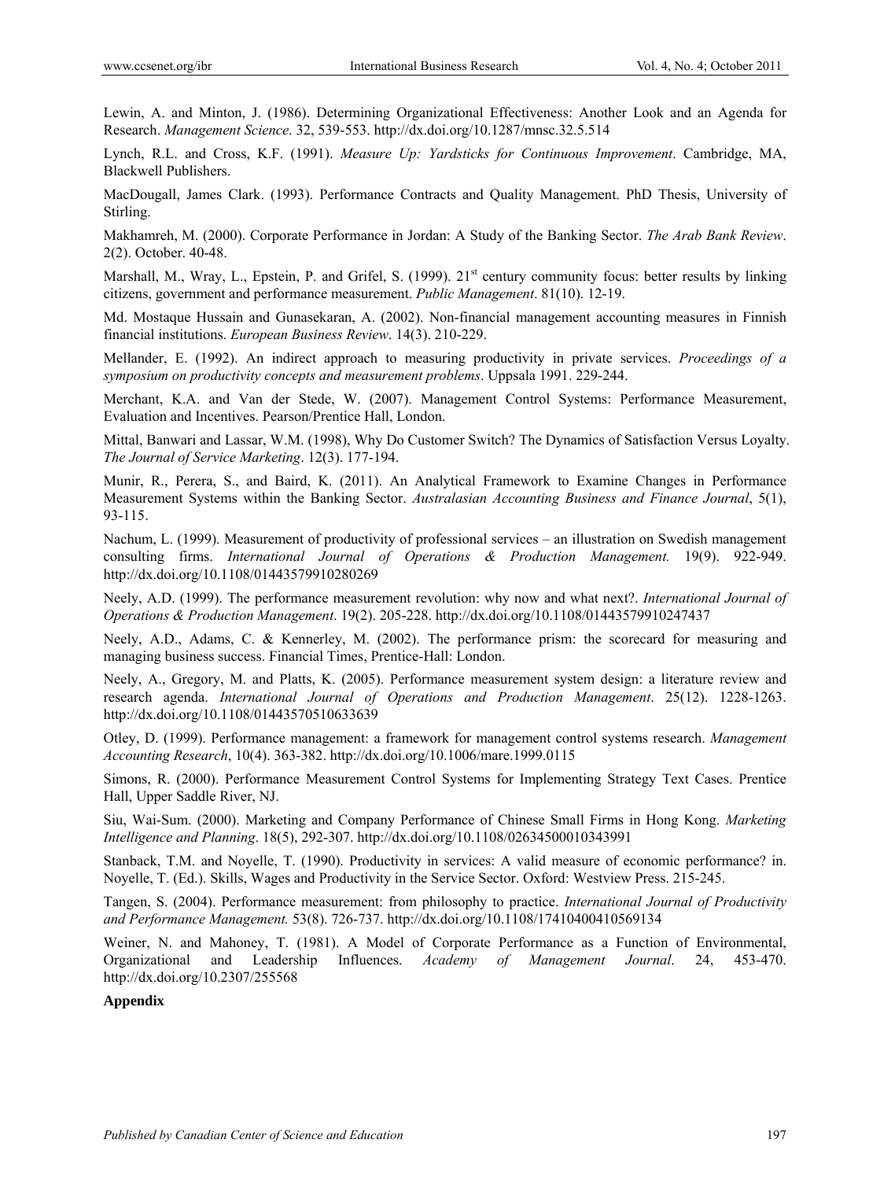Lewin, A. and Minton, J. (1986). Determining Organizational Effectiveness: Another Look and an Agenda for Research. *Management Science*. 32, 539-553. http://dx.doi.org/10.1287/mnsc.32.5.514

Lynch, R.L. and Cross, K.F. (1991). *Measure Up: Yardsticks for Continuous Improvement*. Cambridge, MA, Blackwell Publishers.

MacDougall, James Clark. (1993). Performance Contracts and Quality Management. PhD Thesis, University of Stirling.

Makhamreh, M. (2000). Corporate Performance in Jordan: A Study of the Banking Sector. *The Arab Bank Review*. 2(2). October. 40-48.

Marshall, M., Wray, L., Epstein, P. and Grifel, S. (1999). 21st century community focus: better results by linking citizens, government and performance measurement. *Public Management*. 81(10). 12-19.

Md. Mostaque Hussain and Gunasekaran, A. (2002). Non-financial management accounting measures in Finnish financial institutions. *European Business Review*. 14(3). 210-229.

Mellander, E. (1992). An indirect approach to measuring productivity in private services. *Proceedings of a symposium on productivity concepts and measurement problems*. Uppsala 1991. 229-244.

Merchant, K.A. and Van der Stede, W. (2007). Management Control Systems: Performance Measurement, Evaluation and Incentives. Pearson/Prentice Hall, London.

Mittal, Banwari and Lassar, W.M. (1998), Why Do Customer Switch? The Dynamics of Satisfaction Versus Loyalty. *The Journal of Service Marketing*. 12(3). 177-194.

Munir, R., Perera, S., and Baird, K. (2011). An Analytical Framework to Examine Changes in Performance Measurement Systems within the Banking Sector. *Australasian Accounting Business and Finance Journal*, 5(1), 93-115.

Nachum, L. (1999). Measurement of productivity of professional services – an illustration on Swedish management consulting firms. *International Journal of Operations & Production Management.* 19(9). 922-949. http://dx.doi.org/10.1108/01443579910280269

Neely, A.D. (1999). The performance measurement revolution: why now and what next?. *International Journal of Operations & Production Management*. 19(2). 205-228. http://dx.doi.org/10.1108/01443579910247437

Neely, A.D., Adams, C. & Kennerley, M. (2002). The performance prism: the scorecard for measuring and managing business success. Financial Times, Prentice-Hall: London.

Neely, A., Gregory, M. and Platts, K. (2005). Performance measurement system design: a literature review and research agenda. *International Journal of Operations and Production Management*. 25(12). 1228-1263. http://dx.doi.org/10.1108/01443570510633639

Otley, D. (1999). Performance management: a framework for management control systems research. *Management Accounting Research*, 10(4). 363-382. http://dx.doi.org/10.1006/mare.1999.0115

Simons, R. (2000). Performance Measurement Control Systems for Implementing Strategy Text Cases. Prentice Hall, Upper Saddle River, NJ.

Siu, Wai-Sum. (2000). Marketing and Company Performance of Chinese Small Firms in Hong Kong. *Marketing Intelligence and Planning*. 18(5), 292-307. http://dx.doi.org/10.1108/02634500010343991

Stanback, T.M. and Noyelle, T. (1990). Productivity in services: A valid measure of economic performance? in. Noyelle, T. (Ed.). Skills, Wages and Productivity in the Service Sector. Oxford: Westview Press. 215-245.

Tangen, S. (2004). Performance measurement: from philosophy to practice. *International Journal of Productivity and Performance Management.* 53(8). 726-737. http://dx.doi.org/10.1108/17410400410569134

Weiner, N. and Mahoney, T. (1981). A Model of Corporate Performance as a Function of Environmental, Organizational and Leadership Influences. *Academy of Management Journal*. 24, 453-470. http://dx.doi.org/10.2307/255568

**Appendix**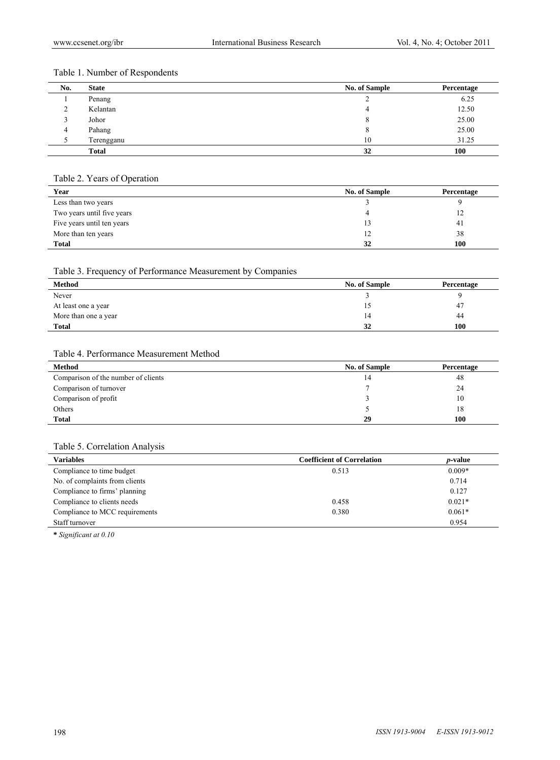Table 1. Number of Respondents

| No. | State | No. of Sample | Percentage |
|---|---|---|---|
| 1 | Penang | 2 | 6.25 |
| 2 | Kelantan | 4 | 12.50 |
| 3 | Johor | 8 | 25.00 |
| 4 | Pahang | 8 | 25.00 |
| 5 | Terengganu | 10 | 31.25 |
| | **Total** | **32** | **100** |

Table 2. Years of Operation

| Year | No. of Sample | Percentage |
|---|---|---|
| Less than two years | 3 | 9 |
| Two years until five years | 4 | 12 |
| Five years until ten years | 13 | 41 |
| More than ten years | 12 | 38 |
| **Total** | **32** | **100** |

Table 3. Frequency of Performance Measurement by Companies

| Method | No. of Sample | Percentage |
|---|---|---|
| Never | 3 | 9 |
| At least one a year | 15 | 47 |
| More than one a year | 14 | 44 |
| **Total** | **32** | **100** |

Table 4. Performance Measurement Method

| Method | No. of Sample | Percentage |
|---|---|---|
| Comparison of the number of clients | 14 | 48 |
| Comparison of turnover | 7 | 24 |
| Comparison of profit | 3 | 10 |
| Others | 5 | 18 |
| **Total** | **29** | **100** |

Table 5. Correlation Analysis

| Variables | Coefficient of Correlation | *p*-value |
|---|---|---|
| Compliance to time budget | 0.513 | 0.009* |
| No. of complaints from clients | | 0.714 |
| Compliance to firms' planning | | 0.127 |
| Compliance to clients needs | 0.458 | 0.021* |
| Compliance to MCC requirements | 0.380 | 0.061* |
| Staff turnover | | 0.954 |

**\*** *Significant at 0.10*